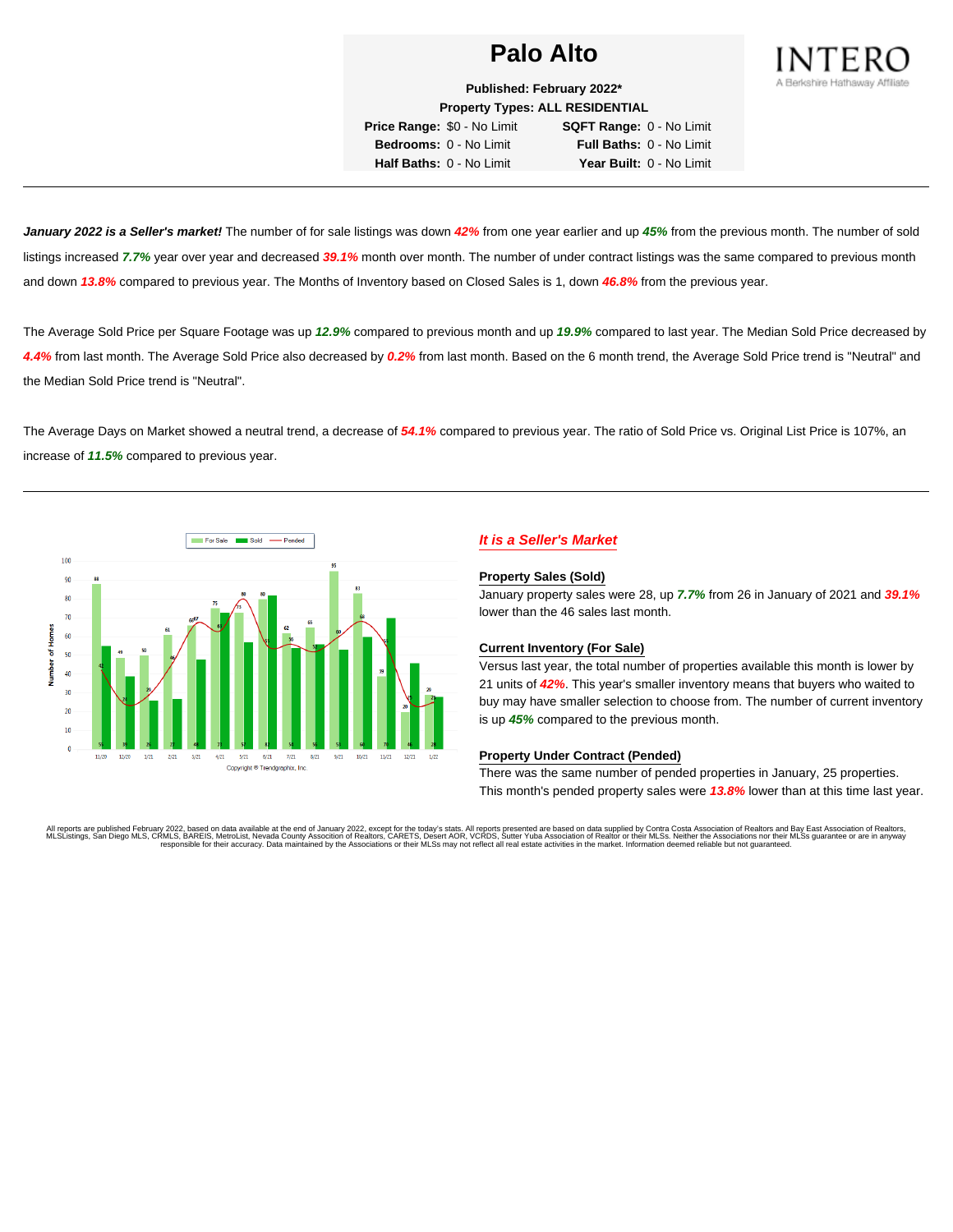# Palo Alto

**Published: February 2022***

**Property Types: ALL RESIDENTIAL**

| | | | |
|---|---|---|---|
| **Price Range:** | $0 - No Limit | **SQFT Range:** | 0 - No Limit |
| **Bedrooms:** | 0 - No Limit | **Full Baths:** | 0 - No Limit |
| **Half Baths:** | 0 - No Limit | **Year Built:** | 0 - No Limit |

INTERO
A Berkshire Hathaway Affiliate

---

***January 2022 is a Seller's market!*** The number of for sale listings was down ***42%*** from one year earlier and up ***45%*** from the previous month. The number of sold listings increased ***7.7%*** year over year and decreased ***39.1%*** month over month. The number of under contract listings was the same compared to previous month and down ***13.8%*** compared to previous year. The Months of Inventory based on Closed Sales is 1, down ***46.8%*** from the previous year.

The Average Sold Price per Square Footage was up ***12.9%*** compared to previous month and up ***19.9%*** compared to last year. The Median Sold Price decreased by ***4.4%*** from last month. The Average Sold Price also decreased by ***0.2%*** from last month. Based on the 6 month trend, the Average Sold Price trend is "Neutral" and the Median Sold Price trend is "Neutral".

The Average Days on Market showed a neutral trend, a decrease of ***54.1%*** compared to previous year. The ratio of Sold Price vs. Original List Price is 107%, an increase of ***11.5%*** compared to previous year.

---

Copyright © Trendgraphix, Inc.

## *It is a Seller's Market*

### Property Sales (Sold)

January property sales were 28, up ***7.7%*** from 26 in January of 2021 and ***39.1%*** lower than the 46 sales last month.

### Current Inventory (For Sale)

Versus last year, the total number of properties available this month is lower by 21 units of ***42%***. This year's smaller inventory means that buyers who waited to buy may have smaller selection to choose from. The number of current inventory is up ***45%*** compared to the previous month.

### Property Under Contract (Pended)

There was the same number of pended properties in January, 25 properties. This month's pended property sales were ***13.8%*** lower than at this time last year.

All reports are published February 2022, based on data available at the end of January 2022, except for the today's stats. All reports presented are based on data supplied by Contra Costa Association of Realtors and Bay East Association of Realtors, MLSListings, San Diego MLS, CRMLS, BAREIS, MetroList, Nevada County Association of Realtors, CARETS, Desert AOR, VCRDS, Sutter Yuba Association of Realtor or their MLSs. Neither the Associations nor their MLSs guarantee or are in anyway responsible for their accuracy. Data maintained by the Associations or their MLSs may not reflect all real estate activities in the market. Information deemed reliable but not guaranteed.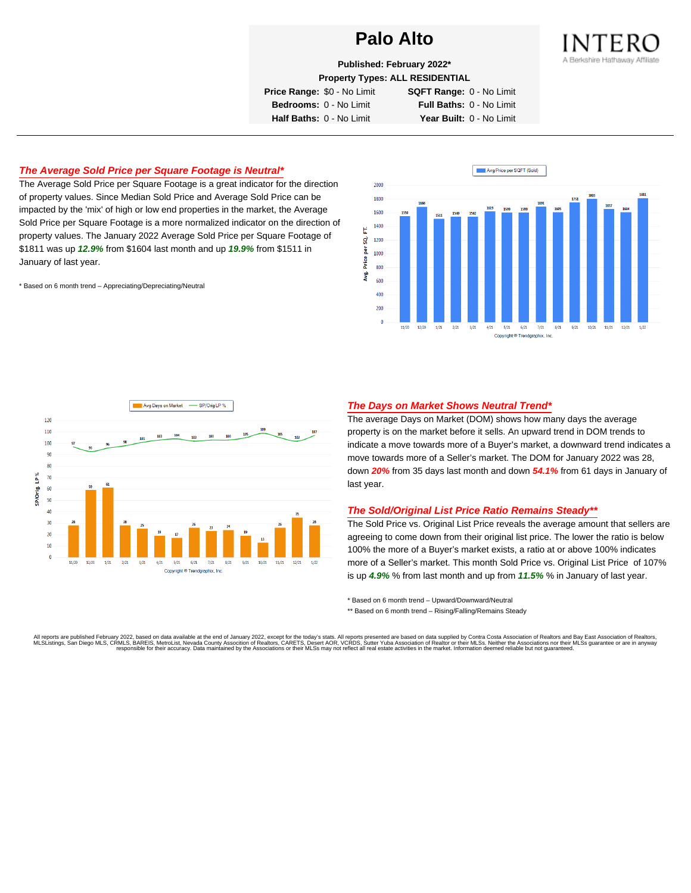# Palo Alto

**Published: February 2022***

**Property Types: ALL RESIDENTIAL**

| | | | |
|---|---|---|---|
| **Price Range:** | $0 - No Limit | **SQFT Range:** | 0 - No Limit |
| **Bedrooms:** | 0 - No Limit | **Full Baths:** | 0 - No Limit |
| **Half Baths:** | 0 - No Limit | **Year Built:** | 0 - No Limit |

INTERO
A Berkshire Hathaway Affiliate

---

## *The Average Sold Price per Square Footage is Neutral**

The Average Sold Price per Square Footage is a great indicator for the direction of property values. Since Median Sold Price and Average Sold Price can be impacted by the 'mix' of high or low end properties in the market, the Average Sold Price per Square Footage is a more normalized indicator on the direction of property values. The January 2022 Average Sold Price per Square Footage of $1811 was up ***12.9%*** from $1604 last month and up ***19.9%*** from $1511 in January of last year.

\* Based on 6 month trend – Appreciating/Depreciating/Neutral

Avg Price per SQFT (Sold)

| Month | 11/20 | 12/20 | 1/21 | 2/21 | 3/21 | 4/21 | 5/21 | 6/21 | 7/21 | 8/21 | 9/21 | 10/21 | 11/21 | 12/21 | 1/22 |
|---|---|---|---|---|---|---|---|---|---|---|---|---|---|---|---|
| Avg. Price per SQ. FT. | 1550 | 1686 | 1511 | 1540 | 1542 | 1619 | 1599 | 1599 | 1691 | 1605 | 1751 | 1805 | 1657 | 1604 | 1811 |

Copyright ® Trendgraphix, Inc.

Avg Days on Market / SP/Orig LP %

| Month | 11/20 | 12/20 | 1/21 | 2/21 | 3/21 | 4/21 | 5/21 | 6/21 | 7/21 | 8/21 | 9/21 | 10/21 | 11/21 | 12/21 | 1/22 |
|---|---|---|---|---|---|---|---|---|---|---|---|---|---|---|---|
| Avg Days on Market | 28 | 59 | 61 | 28 | 25 | 19 | 17 | 26 | 23 | 24 | 19 | 13 | 26 | 35 | 28 |
| SP/Orig LP % | 97 | 93 | 96 | 98 | 101 | 103 | 104 | 102 | 103 | 103 | 105 | 109 | 105 | 102 | 107 |

Copyright ® Trendgraphix, Inc.

## *The Days on Market Shows Neutral Trend**

The average Days on Market (DOM) shows how many days the average property is on the market before it sells. An upward trend in DOM trends to indicate a move towards more of a Buyer's market, a downward trend indicates a move towards more of a Seller's market. The DOM for January 2022 was 28, down ***20%*** from 35 days last month and down ***54.1%*** from 61 days in January of last year.

## *The Sold/Original List Price Ratio Remains Steady***

The Sold Price vs. Original List Price reveals the average amount that sellers are agreeing to come down from their original list price. The lower the ratio is below 100% the more of a Buyer's market exists, a ratio at or above 100% indicates more of a Seller's market. This month Sold Price vs. Original List Price of 107% is up ***4.9%*** % from last month and up from ***11.5%*** % in January of last year.

\* Based on 6 month trend – Upward/Downward/Neutral

\*\* Based on 6 month trend – Rising/Falling/Remains Steady

All reports are published February 2022, based on data available at the end of January 2022, except for the today's stats. All reports presented are based on data supplied by Contra Costa Association of Realtors and Bay East Association of Realtors, MLSListings, San Diego MLS, CRMLS, BAREIS, MetroList, Nevada County Association of Realtors, CARETS, Desert AOR, VCRDS, Sutter Yuba Association of Realtor or their MLSs. Neither the Associations nor their MLSs guarantee or are in anyway responsible for their accuracy. Data maintained by the Associations or their MLSs may not reflect all real estate activities in the market. Information deemed reliable but not guaranteed.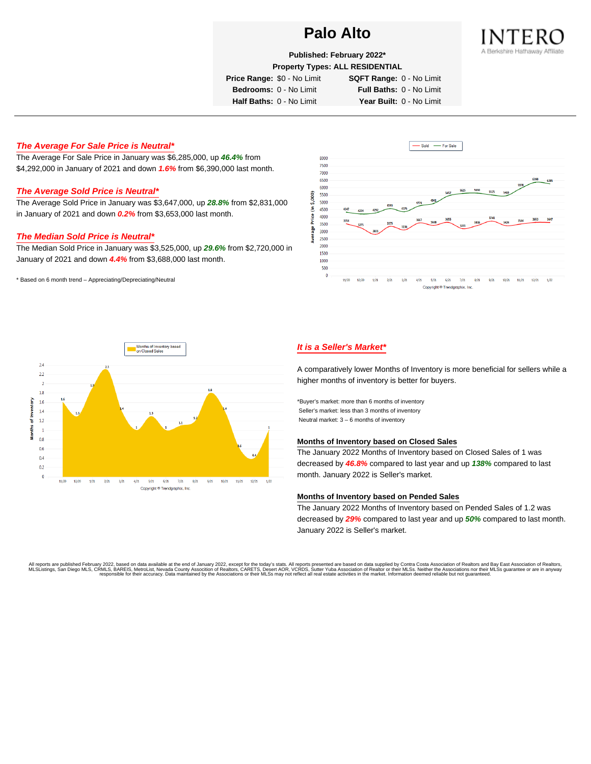# Palo Alto

**Published: February 2022***

**Property Types: ALL RESIDENTIAL**

| | | | |
|---|---|---|---|
| **Price Range:** | $0 - No Limit | **SQFT Range:** | 0 - No Limit |
| **Bedrooms:** | 0 - No Limit | **Full Baths:** | 0 - No Limit |
| **Half Baths:** | 0 - No Limit | **Year Built:** | 0 - No Limit |

## *The Average For Sale Price is Neutral**

The Average For Sale Price in January was $6,285,000, up ***46.4%*** from $4,292,000 in January of 2021 and down ***1.6%*** from $6,390,000 last month.

## *The Average Sold Price is Neutral**

The Average Sold Price in January was $3,647,000, up ***28.8%*** from $2,831,000 in January of 2021 and down ***0.2%*** from $3,653,000 last month.

## *The Median Sold Price is Neutral**

The Median Sold Price in January was $3,525,000, up ***29.6%*** from $2,720,000 in January of 2021 and down ***4.4%*** from $3,688,000 last month.

\* Based on 6 month trend – Appreciating/Depreciating/Neutral

## *It is a Seller's Market**

A comparatively lower Months of Inventory is more beneficial for sellers while a higher months of inventory is better for buyers.

*Buyer's market: more than 6 months of inventory
Seller's market: less than 3 months of inventory
Neutral market: 3 – 6 months of inventory

### Months of Inventory based on Closed Sales

The January 2022 Months of Inventory based on Closed Sales of 1 was decreased by ***46.8%*** compared to last year and up ***138%*** compared to last month. January 2022 is Seller's market.

### Months of Inventory based on Pended Sales

The January 2022 Months of Inventory based on Pended Sales of 1.2 was decreased by ***29%*** compared to last year and up ***50%*** compared to last month. January 2022 is Seller's market.

All reports are published February 2022, based on data available at the end of January 2022, except for the today's stats. All reports presented are based on data supplied by Contra Costa Association of Realtors and Bay East Association of Realtors, MLSListings, San Diego MLS, CRMLS, BAREIS, MetroList, Nevada County Association of Realtors, CARETS, Desert AOR, VCRDS, Sutter Yuba Association of Realtor or their MLSs. Neither the Associations nor their MLSs guarantee or are in anyway responsible for their accuracy. Data maintained by the Associations or their MLSs may not reflect all real estate activities in the market. Information deemed reliable but not guaranteed.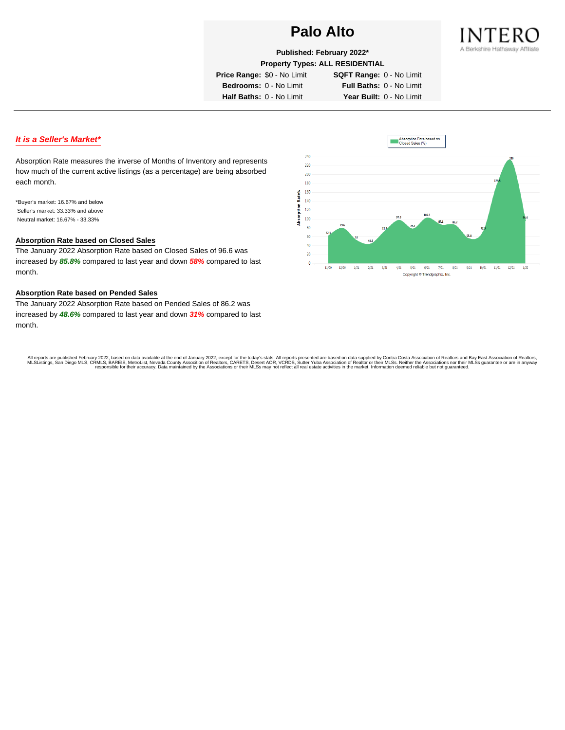# Palo Alto

**Published: February 2022***

**Property Types: ALL RESIDENTIAL**

**Price Range:** $0 - No Limit **SQFT Range:** 0 - No Limit
**Bedrooms:** 0 - No Limit **Full Baths:** 0 - No Limit
**Half Baths:** 0 - No Limit **Year Built:** 0 - No Limit

INTERO
A Berkshire Hathaway Affiliate

## *It is a Seller's Market**

Absorption Rate measures the inverse of Months of Inventory and represents how much of the current active listings (as a percentage) are being absorbed each month.

*Buyer's market: 16.67% and below
Seller's market: 33.33% and above
Neutral market: 16.67% - 33.33%

Absorption Rate based on Closed Sales (%)

Absorption Rate%

240
220
200
180
160
140
120
100
80
60
40
20
0

62.5, 79.6, 52, 44.3, 72.7, 97.3, 78.3, 102.5, 87.1, 86.2, 55.8, 72.5, 179.5, 230, 96.6

11/20 12/20 1/21 2/21 3/21 4/21 5/21 6/21 7/21 8/21 9/21 10/21 11/21 12/21 1/22

Copyright ® Trendgraphix, Inc.

### Absorption Rate based on Closed Sales

The January 2022 Absorption Rate based on Closed Sales of 96.6 was increased by ***85.8%*** compared to last year and down ***58%*** compared to last month.

### Absorption Rate based on Pended Sales

The January 2022 Absorption Rate based on Pended Sales of 86.2 was increased by ***48.6%*** compared to last year and down ***31%*** compared to last month.

All reports are published February 2022, based on data available at the end of January 2022, except for the today's stats. All reports presented are based on data supplied by Contra Costa Association of Realtors and Bay East Association of Realtors, MLSListings, San Diego MLS, CRMLS, BAREIS, MetroList, Nevada County Assocition of Realtors, CARETS, Desert AOR, VCRDS, Sutter Yuba Association of Realtor or their MLSs. Neither the Associations nor their MLSs guarantee or are in anyway responsible for their accuracy. Data maintained by the Associations or their MLSs may not reflect all real estate activities in the market. Information deemed reliable but not guaranteed.